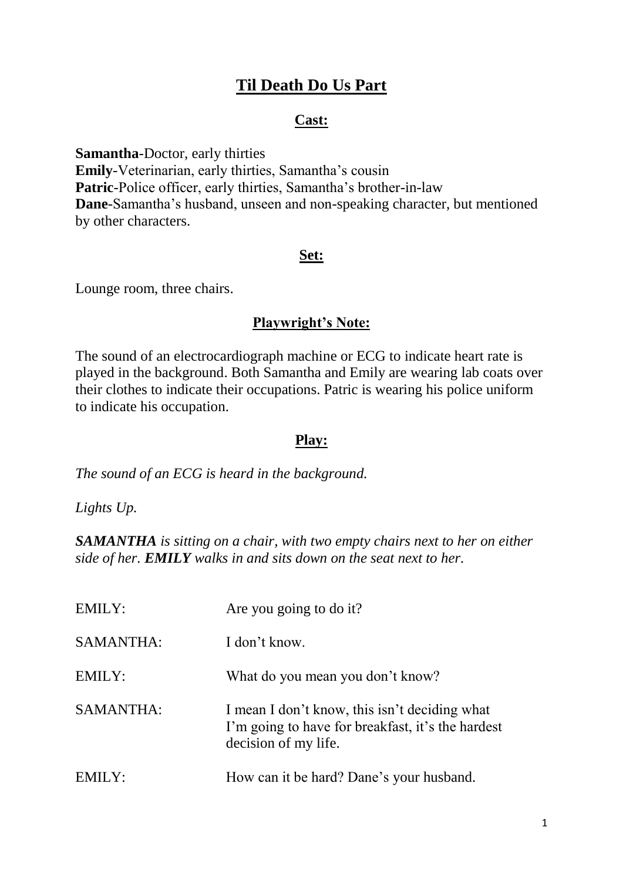# Til Death Do Us Part

## Cast:

**Samantha**-Doctor, early thirties
**Emily**-Veterinarian, early thirties, Samantha's cousin
**Patric**-Police officer, early thirties, Samantha's brother-in-law
**Dane**-Samantha's husband, unseen and non-speaking character, but mentioned by other characters.

## Set:

Lounge room, three chairs.

## Playwright's Note:

The sound of an electrocardiograph machine or ECG to indicate heart rate is played in the background. Both Samantha and Emily are wearing lab coats over their clothes to indicate their occupations. Patric is wearing his police uniform to indicate his occupation.

## Play:

*The sound of an ECG is heard in the background.*

*Lights Up.*

***SAMANTHA** is sitting on a chair, with two empty chairs next to her on either side of her. **EMILY** walks in and sits down on the seat next to her.*

EMILY: Are you going to do it?

SAMANTHA: I don't know.

EMILY: What do you mean you don't know?

SAMANTHA: I mean I don't know, this isn't deciding what I'm going to have for breakfast, it's the hardest decision of my life.

EMILY: How can it be hard? Dane's your husband.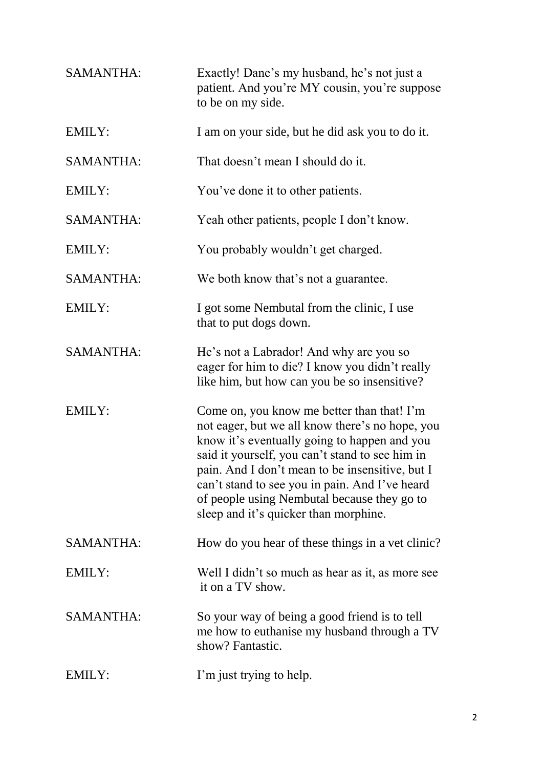SAMANTHA: Exactly! Dane's my husband, he's not just a patient. And you're MY cousin, you're suppose to be on my side.

EMILY: I am on your side, but he did ask you to do it.

SAMANTHA: That doesn't mean I should do it.

EMILY: You've done it to other patients.

SAMANTHA: Yeah other patients, people I don't know.

EMILY: You probably wouldn't get charged.

SAMANTHA: We both know that's not a guarantee.

EMILY: I got some Nembutal from the clinic, I use that to put dogs down.

SAMANTHA: He's not a Labrador! And why are you so eager for him to die? I know you didn't really like him, but how can you be so insensitive?

EMILY: Come on, you know me better than that! I'm not eager, but we all know there's no hope, you know it's eventually going to happen and you said it yourself, you can't stand to see him in pain. And I don't mean to be insensitive, but I can't stand to see you in pain. And I've heard of people using Nembutal because they go to sleep and it's quicker than morphine.

SAMANTHA: How do you hear of these things in a vet clinic?

EMILY: Well I didn't so much as hear as it, as more see it on a TV show.

SAMANTHA: So your way of being a good friend is to tell me how to euthanise my husband through a TV show? Fantastic.

EMILY: I'm just trying to help.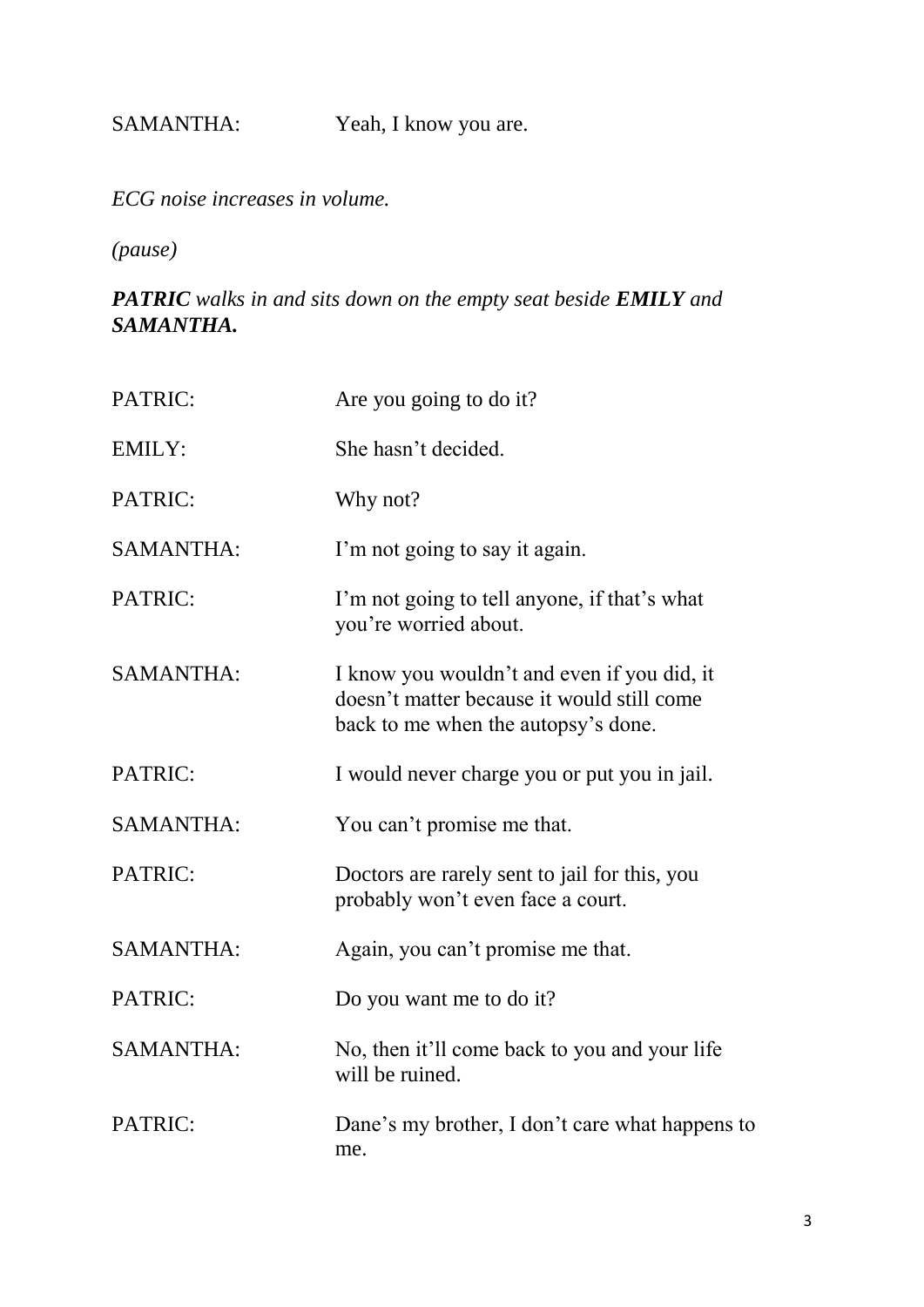SAMANTHA: Yeah, I know you are.

*ECG noise increases in volume.*

*(pause)*

***PATRIC** walks in and sits down on the empty seat beside **EMILY** and **SAMANTHA.***

PATRIC: Are you going to do it?

EMILY: She hasn't decided.

PATRIC: Why not?

SAMANTHA: I'm not going to say it again.

PATRIC: I'm not going to tell anyone, if that's what you're worried about.

SAMANTHA: I know you wouldn't and even if you did, it doesn't matter because it would still come back to me when the autopsy's done.

PATRIC: I would never charge you or put you in jail.

SAMANTHA: You can't promise me that.

PATRIC: Doctors are rarely sent to jail for this, you probably won't even face a court.

SAMANTHA: Again, you can't promise me that.

PATRIC: Do you want me to do it?

SAMANTHA: No, then it'll come back to you and your life will be ruined.

PATRIC: Dane's my brother, I don't care what happens to me.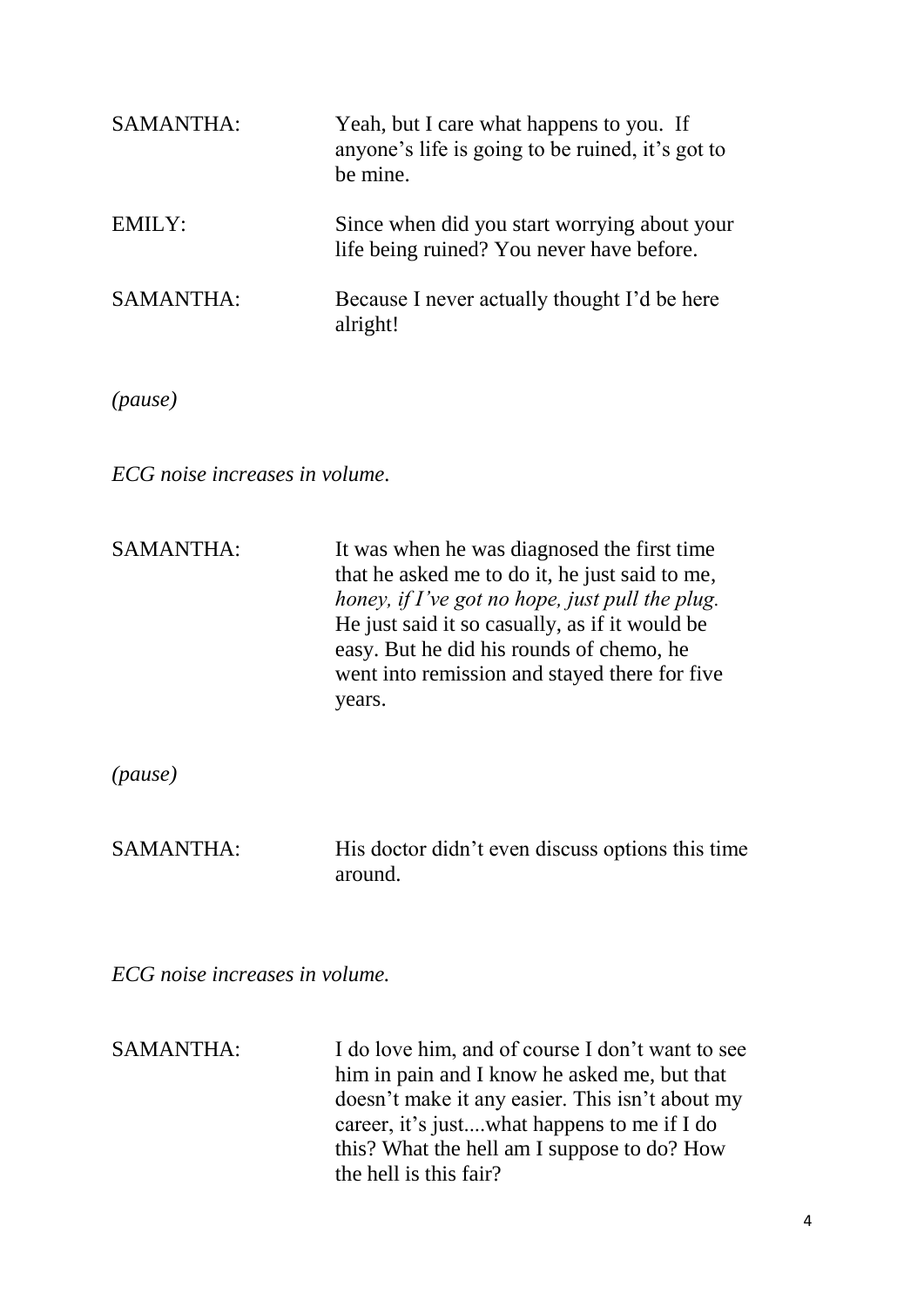SAMANTHA: Yeah, but I care what happens to you. If anyone's life is going to be ruined, it's got to be mine.

EMILY: Since when did you start worrying about your life being ruined? You never have before.

SAMANTHA: Because I never actually thought I'd be here alright!

*(pause)*

*ECG noise increases in volume.*

SAMANTHA: It was when he was diagnosed the first time that he asked me to do it, he just said to me, *honey, if I've got no hope, just pull the plug.* He just said it so casually, as if it would be easy. But he did his rounds of chemo, he went into remission and stayed there for five years.

*(pause)*

SAMANTHA: His doctor didn't even discuss options this time around.

*ECG noise increases in volume.*

SAMANTHA: I do love him, and of course I don't want to see him in pain and I know he asked me, but that doesn't make it any easier. This isn't about my career, it's just....what happens to me if I do this? What the hell am I suppose to do? How the hell is this fair?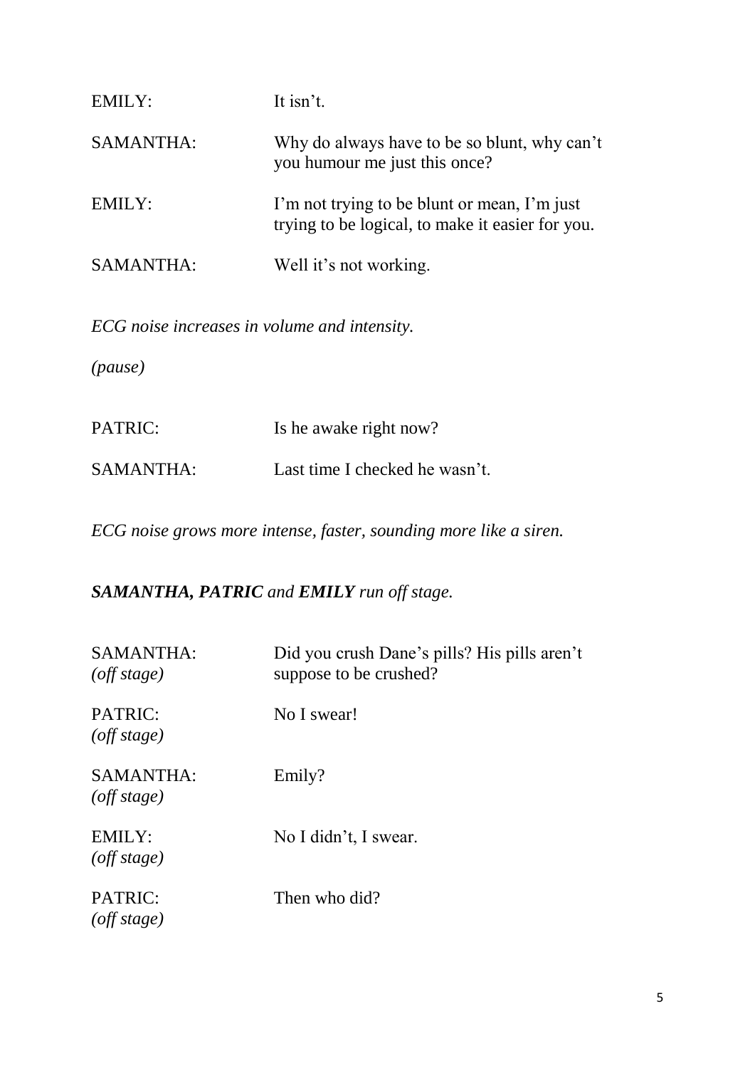EMILY: It isn't.

SAMANTHA: Why do always have to be so blunt, why can't you humour me just this once?

EMILY: I'm not trying to be blunt or mean, I'm just trying to be logical, to make it easier for you.

SAMANTHA: Well it's not working.

*ECG noise increases in volume and intensity.*

*(pause)*

PATRIC: Is he awake right now?

SAMANTHA: Last time I checked he wasn't.

*ECG noise grows more intense, faster, sounding more like a siren.*

***SAMANTHA, PATRIC** and **EMILY** run off stage.*

SAMANTHA: *(off stage)* Did you crush Dane's pills? His pills aren't suppose to be crushed?

PATRIC: *(off stage)* No I swear!

SAMANTHA: *(off stage)* Emily?

EMILY: *(off stage)* No I didn't, I swear.

PATRIC: *(off stage)* Then who did?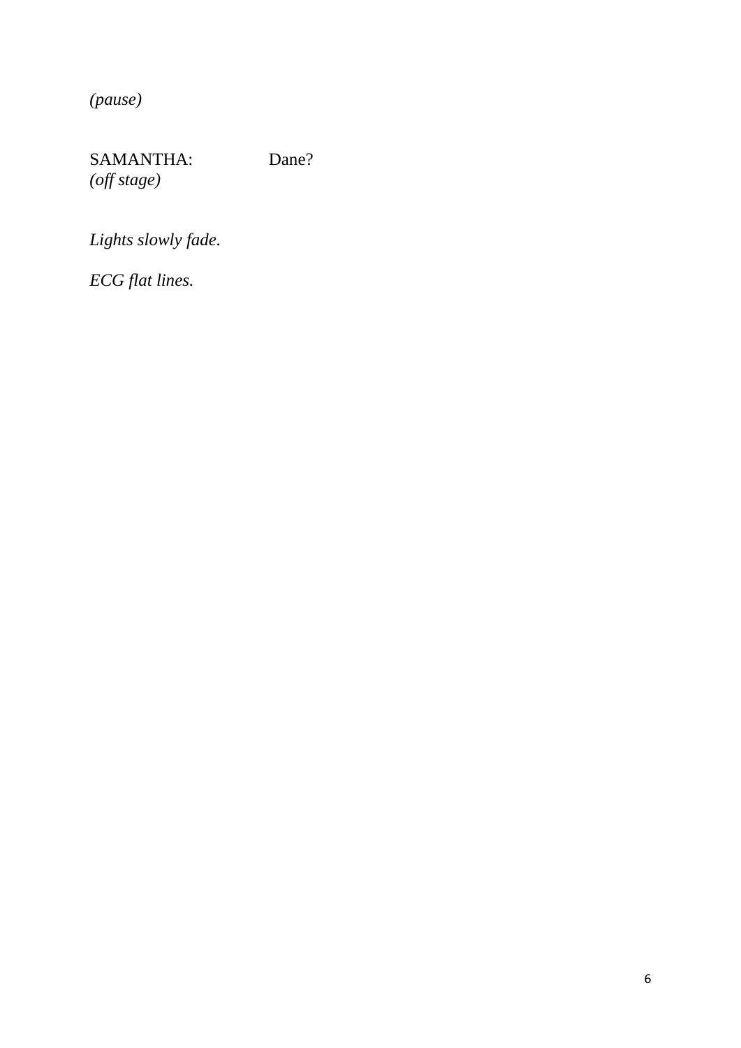*(pause)*

SAMANTHA: Dane?
*(off stage)*

*Lights slowly fade.*

*ECG flat lines.*